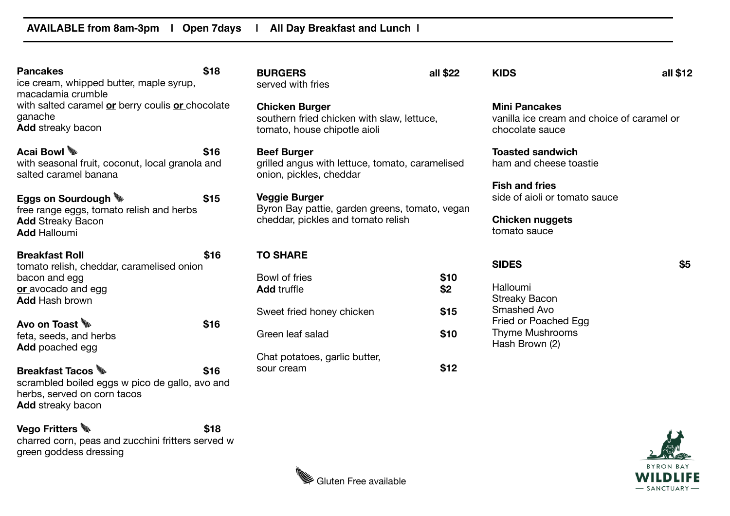**AVAILABLE from 8am-3pm | Open 7days | All Day Breakfast and Lunch |**

**Pancakes** — $18
ice cream, whipped butter, maple syrup, macadamia crumble
with salted caramel **or** berry coulis **or** chocolate ganache
**Add** streaky bacon

**Acai Bowl** 🌿 — $16
with seasonal fruit, coconut, local granola and salted caramel banana

**Eggs on Sourdough** 🌿 — $15
free range eggs, tomato relish and herbs
**Add** Streaky Bacon
**Add** Halloumi

**Breakfast Roll** — $16
tomato relish, cheddar, caramelised onion
bacon and egg
**or** avocado and egg
**Add** Hash brown

**Avo on Toast** 🌿 — $16
feta, seeds, and herbs
**Add** poached egg

**Breakfast Tacos** 🌿 — $16
scrambled boiled eggs w pico de gallo, avo and herbs, served on corn tacos
**Add** streaky bacon

**Vego Fritters** 🌿 — $18
charred corn, peas and zucchini fritters served w green goddess dressing

**BURGERS** — all $22
served with fries

**Chicken Burger**
southern fried chicken with slaw, lettuce, tomato, house chipotle aioli

**Beef Burger**
grilled angus with lettuce, tomato, caramelised onion, pickles, cheddar

**Veggie Burger**
Byron Bay pattie, garden greens, tomato, vegan cheddar, pickles and tomato relish

**TO SHARE**

| Item | Price |
|---|---|
| Bowl of fries | $10 |
| **Add** truffle | $2 |
| Sweet fried honey chicken | $15 |
| Green leaf salad | $10 |
| Chat potatoes, garlic butter, sour cream | $12 |

**KIDS** — all $12

**Mini Pancakes**
vanilla ice cream and choice of caramel or chocolate sauce

**Toasted sandwich**
ham and cheese toastie

**Fish and fries**
side of aioli or tomato sauce

**Chicken nuggets**
tomato sauce

**SIDES** — $5

Halloumi
Streaky Bacon
Smashed Avo
Fried or Poached Egg
Thyme Mushrooms
Hash Brown (2)

🌿 Gluten Free available

BYRON BAY WILDLIFE SANCTUARY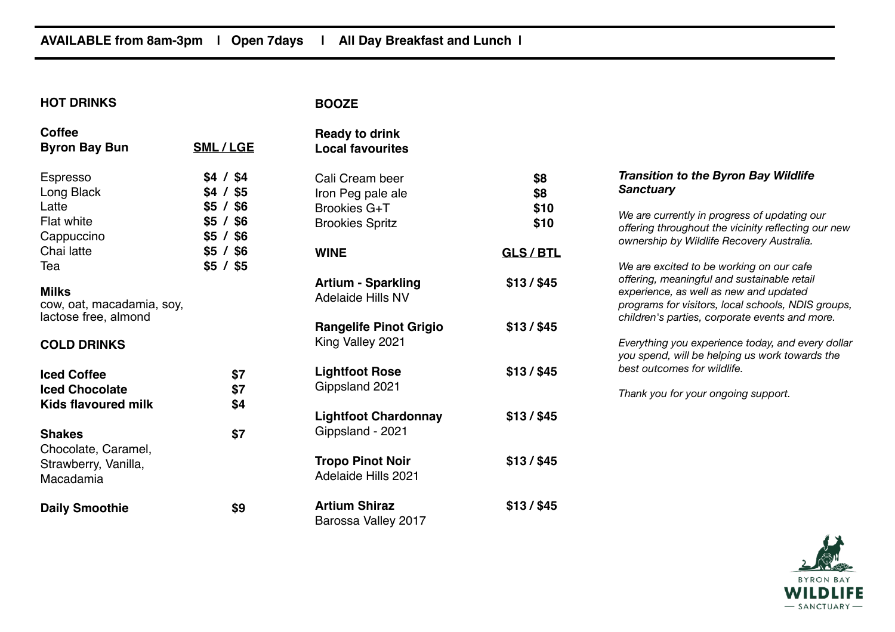**AVAILABLE from 8am-3pm | Open 7days | All Day Breakfast and Lunch |**

## HOT DRINKS

**Coffee**
**Byron Bay Bun**

| | SML / LGE |
|---|---|
| Espresso | $4 / $4 |
| Long Black | $4 / $5 |
| Latte | $5 / $6 |
| Flat white | $5 / $6 |
| Cappuccino | $5 / $6 |
| Chai latte | $5 / $6 |
| Tea | $5 / $5 |

**Milks**
cow, oat, macadamia, soy, lactose free, almond

## COLD DRINKS

| | |
|---|---|
| **Iced Coffee** | $7 |
| **Iced Chocolate** | $7 |
| **Kids flavoured milk** | $4 |

**Shakes** $7
Chocolate, Caramel, Strawberry, Vanilla, Macadamia

**Daily Smoothie** $9

## BOOZE

**Ready to drink**
**Local favourites**

| | |
|---|---|
| Cali Cream beer | $8 |
| Iron Peg pale ale | $8 |
| Brookies G+T | $10 |
| Brookies Spritz | $10 |

## WINE

| | GLS / BTL |
|---|---|
| **Artium - Sparkling** Adelaide Hills NV | $13 / $45 |
| **Rangelife Pinot Grigio** King Valley 2021 | $13 / $45 |
| **Lightfoot Rose** Gippsland 2021 | $13 / $45 |
| **Lightfoot Chardonnay** Gippsland - 2021 | $13 / $45 |
| **Tropo Pinot Noir** Adelaide Hills 2021 | $13 / $45 |
| **Artium Shiraz** Barossa Valley 2017 | $13 / $45 |

***Transition to the Byron Bay Wildlife Sanctuary***

*We are currently in progress of updating our offering throughout the vicinity reflecting our new ownership by Wildlife Recovery Australia.*

*We are excited to be working on our cafe offering, meaningful and sustainable retail experience, as well as new and updated programs for visitors, local schools, NDIS groups, children's parties, corporate events and more.*

*Everything you experience today, and every dollar you spend, will be helping us work towards the best outcomes for wildlife.*

*Thank you for your ongoing support.*

BYRON BAY
WILDLIFE
— SANCTUARY —